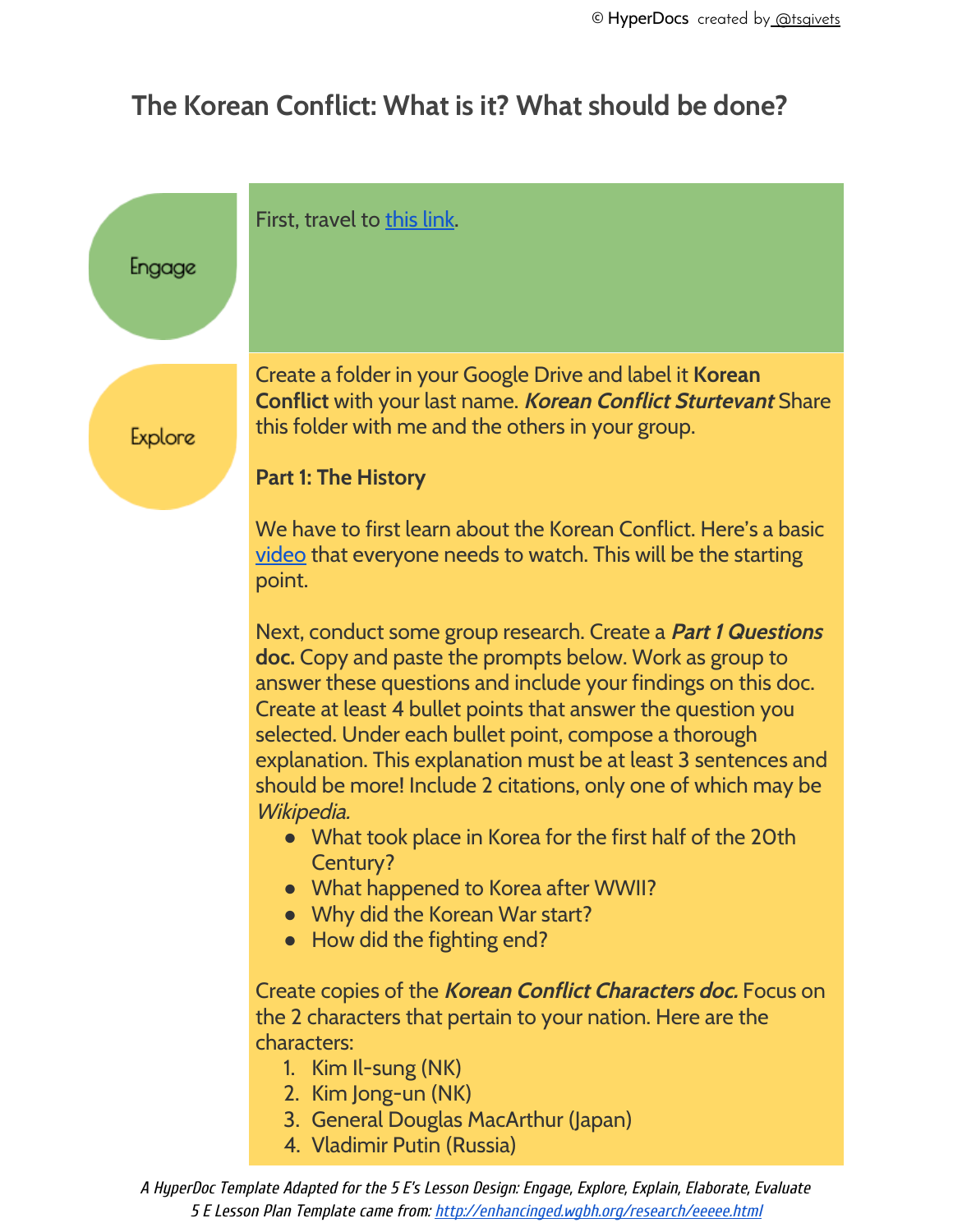# The Korean Conflict: What is it? What should be done?

**Engage**

First, travel to [this link](#).

**Explore**

Create a folder in your Google Drive and label it **Korean Conflict** with your last name. ***Korean Conflict Sturtevant*** Share this folder with me and the others in your group.

**Part 1: The History**

We have to first learn about the Korean Conflict. Here's a basic [video](#) that everyone needs to watch. This will be the starting point.

Next, conduct some group research. Create a ***Part 1 Questions*** **doc.** Copy and paste the prompts below. Work as group to answer these questions and include your findings on this doc. Create at least 4 bullet points that answer the question you selected. Under each bullet point, compose a thorough explanation. This explanation must be at least 3 sentences and should be more! Include 2 citations, only one of which may be *Wikipedia.*

- What took place in Korea for the first half of the 20th Century?
- What happened to Korea after WWII?
- Why did the Korean War start?
- How did the fighting end?

Create copies of the ***Korean Conflict Characters doc.*** Focus on the 2 characters that pertain to your nation. Here are the characters:

1. Kim Il-sung (NK)
2. Kim Jong-un (NK)
3. General Douglas MacArthur (Japan)
4. Vladimir Putin (Russia)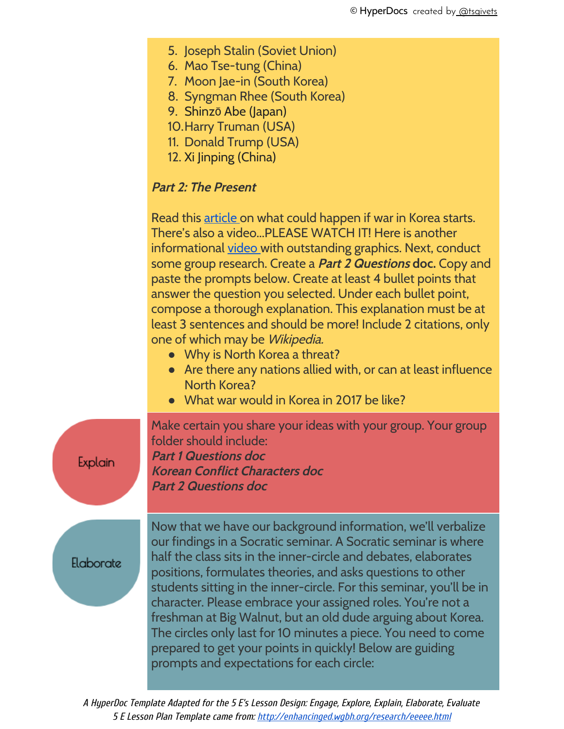5. Joseph Stalin (Soviet Union)
6. Mao Tse-tung (China)
7. Moon Jae-in (South Korea)
8. Syngman Rhee (South Korea)
9. Shinzō Abe (Japan)
10. Harry Truman (USA)
11. Donald Trump (USA)
12. Xi Jinping (China)

***Part 2: The Present***

Read this article on what could happen if war in Korea starts. There's also a video...PLEASE WATCH IT! Here is another informational video with outstanding graphics. Next, conduct some group research. Create a ***Part 2 Questions*** **doc.** Copy and paste the prompts below. Create at least 4 bullet points that answer the question you selected. Under each bullet point, compose a thorough explanation. This explanation must be at least 3 sentences and should be more! Include 2 citations, only one of which may be *Wikipedia.*

- Why is North Korea a threat?
- Are there any nations allied with, or can at least influence North Korea?
- What war would in Korea in 2017 be like?

## Explain

Make certain you share your ideas with your group. Your group folder should include:
***Part 1 Questions doc***
***Korean Conflict Characters doc***
***Part 2 Questions doc***

## Elaborate

Now that we have our background information, we'll verbalize our findings in a Socratic seminar. A Socratic seminar is where half the class sits in the inner-circle and debates, elaborates positions, formulates theories, and asks questions to other students sitting in the inner-circle. For this seminar, you'll be in character. Please embrace your assigned roles. You're not a freshman at Big Walnut, but an old dude arguing about Korea. The circles only last for 10 minutes a piece. You need to come prepared to get your points in quickly! Below are guiding prompts and expectations for each circle: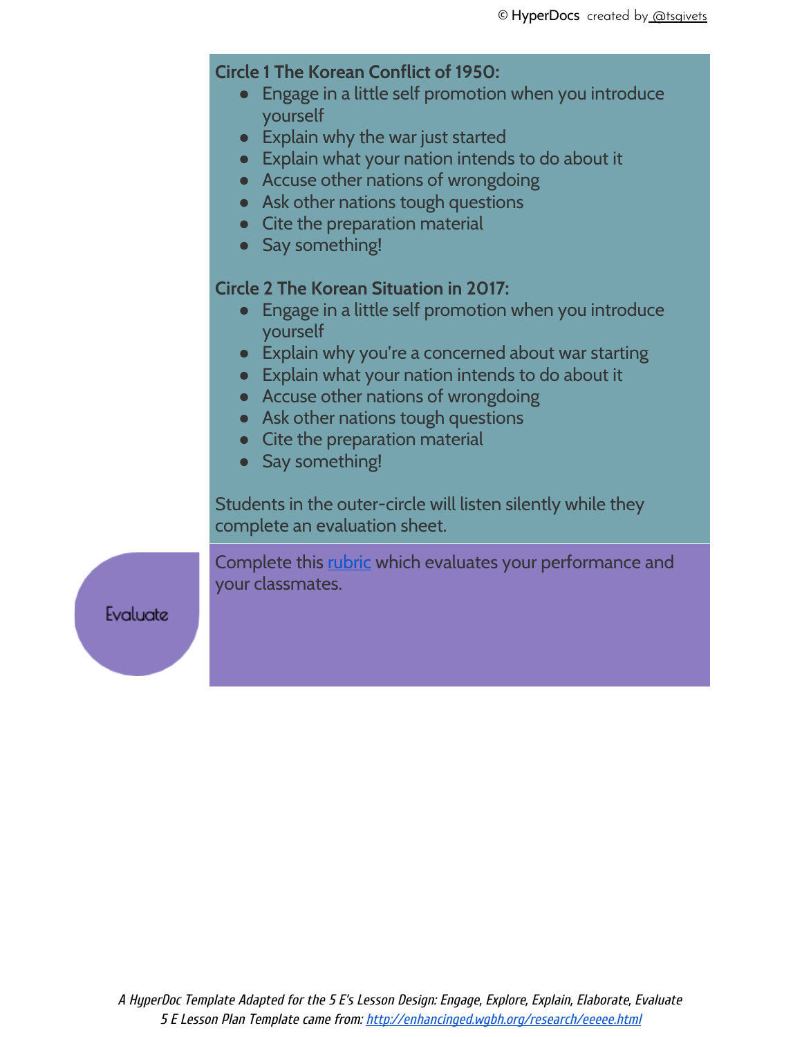**Circle 1 The Korean Conflict of 1950:**

- Engage in a little self promotion when you introduce yourself
- Explain why the war just started
- Explain what your nation intends to do about it
- Accuse other nations of wrongdoing
- Ask other nations tough questions
- Cite the preparation material
- Say something!

**Circle 2 The Korean Situation in 2017:**

- Engage in a little self promotion when you introduce yourself
- Explain why you're a concerned about war starting
- Explain what your nation intends to do about it
- Accuse other nations of wrongdoing
- Ask other nations tough questions
- Cite the preparation material
- Say something!

Students in the outer-circle will listen silently while they complete an evaluation sheet.

Evaluate

Complete this rubric which evaluates your performance and your classmates.

*A HyperDoc Template Adapted for the 5 E's Lesson Design: Engage, Explore, Explain, Elaborate, Evaluate*
*5 E Lesson Plan Template came from: http://enhancinged.wgbh.org/research/eeeee.html*